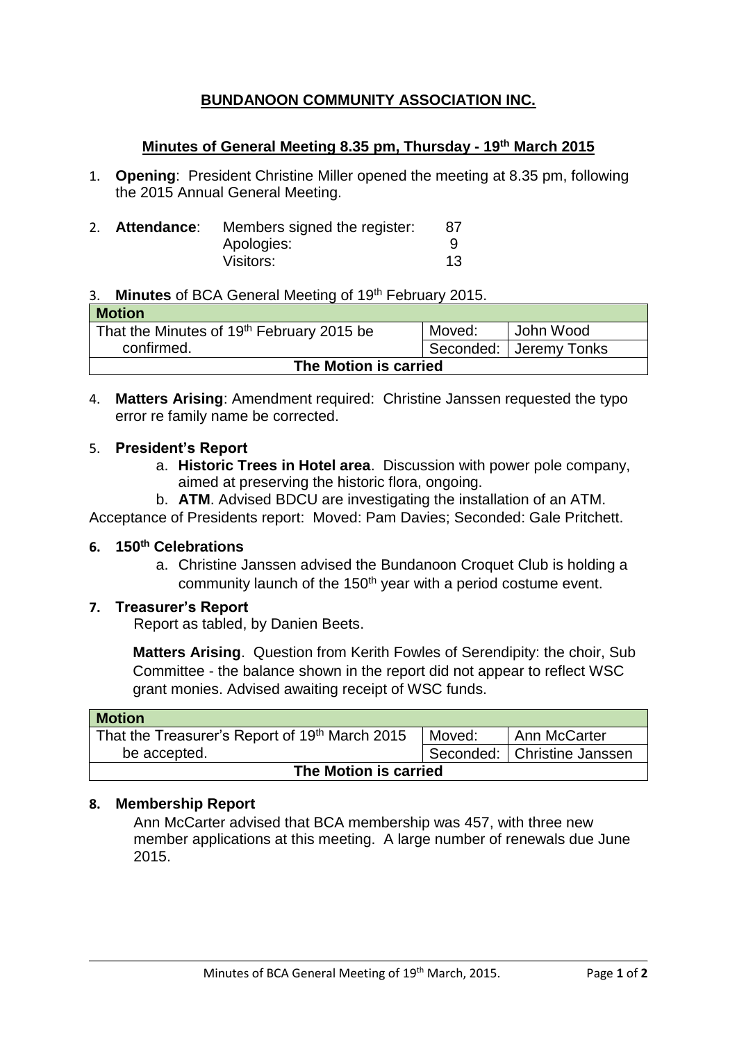# BUNDANOON COMMUNITY ASSOCIATION INC.

## Minutes of General Meeting 8.35 pm, Thursday - 19th March 2015

1. **Opening**: President Christine Miller opened the meeting at 8.35 pm, following the 2015 Annual General Meeting.

2. **Attendance**:

| | |
|---|---|
| Members signed the register: | 87 |
| Apologies: | 9 |
| Visitors: | 13 |

3. **Minutes** of BCA General Meeting of 19th February 2015.

| Motion | | |
|---|---|---|
| That the Minutes of 19th February 2015 be confirmed. | Moved: | John Wood |
| | Seconded: | Jeremy Tonks |
| **The Motion is carried** | | |

4. **Matters Arising**: Amendment required: Christine Janssen requested the typo error re family name be corrected.

5. **President's Report**
   a. **Historic Trees in Hotel area**. Discussion with power pole company, aimed at preserving the historic flora, ongoing.
   b. **ATM**. Advised BDCU are investigating the installation of an ATM.

Acceptance of Presidents report: Moved: Pam Davies; Seconded: Gale Pritchett.

6. **150th Celebrations**
   a. Christine Janssen advised the Bundanoon Croquet Club is holding a community launch of the 150th year with a period costume event.

7. **Treasurer's Report**

   Report as tabled, by Danien Beets.

   **Matters Arising**. Question from Kerith Fowles of Serendipity: the choir, Sub Committee - the balance shown in the report did not appear to reflect WSC grant monies. Advised awaiting receipt of WSC funds.

| Motion | | |
|---|---|---|
| That the Treasurer's Report of 19th March 2015 be accepted. | Moved: | Ann McCarter |
| | Seconded: | Christine Janssen |
| **The Motion is carried** | | |

8. **Membership Report**

   Ann McCarter advised that BCA membership was 457, with three new member applications at this meeting. A large number of renewals due June 2015.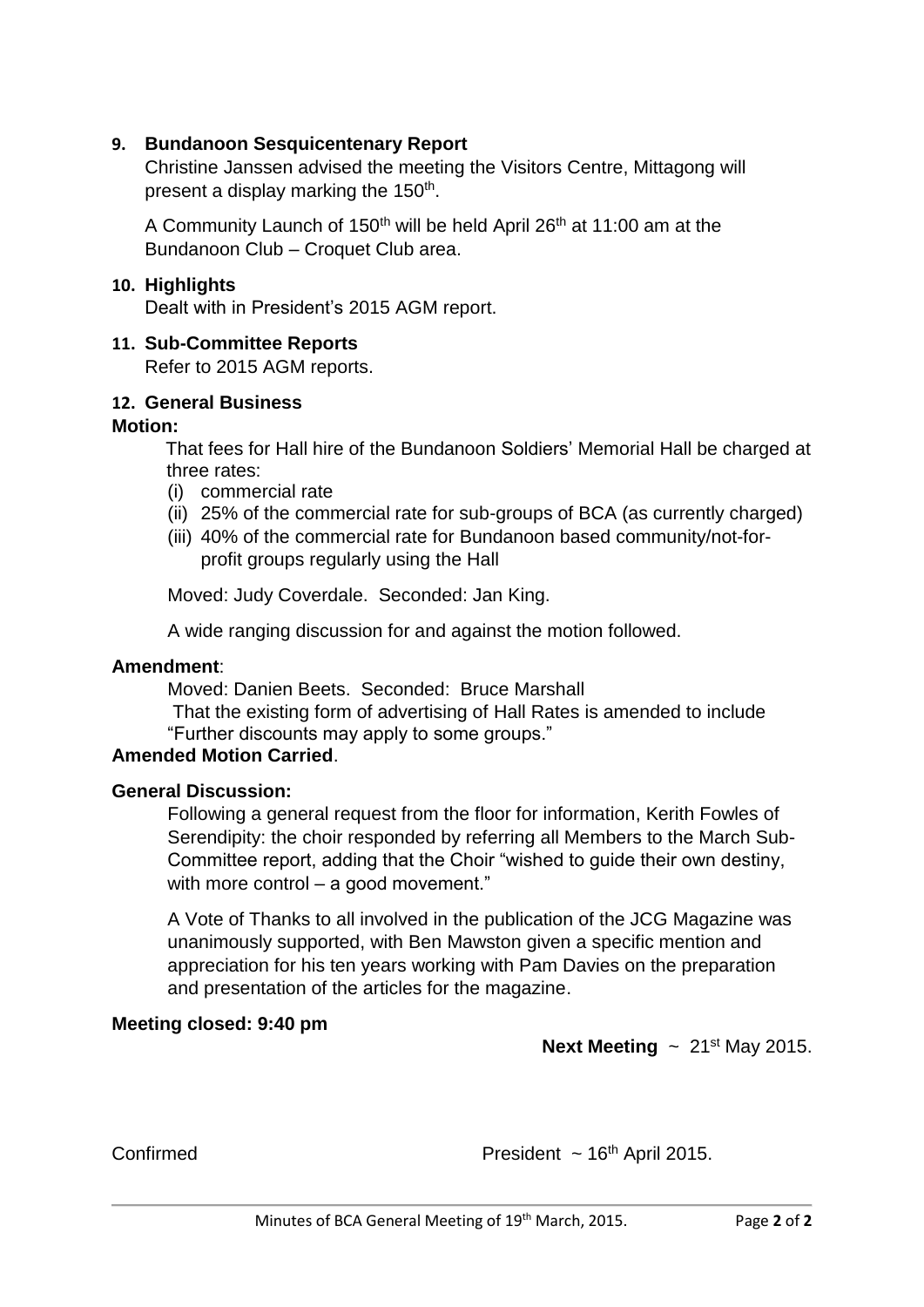**9. Bundanoon Sesquicentenary Report**

Christine Janssen advised the meeting the Visitors Centre, Mittagong will present a display marking the 150th.

A Community Launch of 150th will be held April 26th at 11:00 am at the Bundanoon Club – Croquet Club area.

**10. Highlights**

Dealt with in President's 2015 AGM report.

**11. Sub-Committee Reports**

Refer to 2015 AGM reports.

**12. General Business**

**Motion:**

That fees for Hall hire of the Bundanoon Soldiers' Memorial Hall be charged at three rates:

(i) commercial rate
(ii) 25% of the commercial rate for sub-groups of BCA (as currently charged)
(iii) 40% of the commercial rate for Bundanoon based community/not-for-profit groups regularly using the Hall

Moved: Judy Coverdale. Seconded: Jan King.

A wide ranging discussion for and against the motion followed.

**Amendment**:

Moved: Danien Beets. Seconded: Bruce Marshall

That the existing form of advertising of Hall Rates is amended to include "Further discounts may apply to some groups."

**Amended Motion Carried**.

**General Discussion:**

Following a general request from the floor for information, Kerith Fowles of Serendipity: the choir responded by referring all Members to the March Sub-Committee report, adding that the Choir "wished to guide their own destiny, with more control – a good movement."

A Vote of Thanks to all involved in the publication of the JCG Magazine was unanimously supported, with Ben Mawston given a specific mention and appreciation for his ten years working with Pam Davies on the preparation and presentation of the articles for the magazine.

**Meeting closed: 9:40 pm**

**Next Meeting** ~ 21st May 2015.

Confirmed President ~ 16th April 2015.

Minutes of BCA General Meeting of 19th March, 2015.